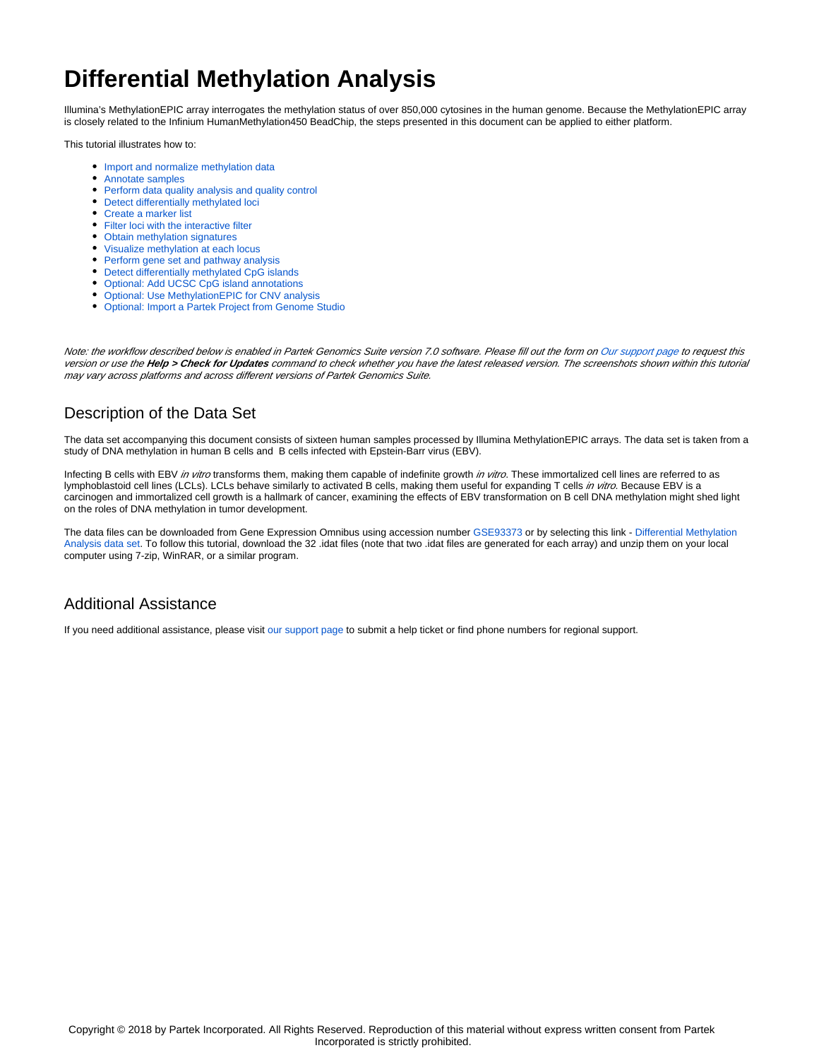# Differential Methylation Analysis

Illumina's MethylationEPIC array interrogates the methylation status of over 850,000 cytosines in the human genome. Because the MethylationEPIC array is closely related to the Infinium HumanMethylation450 BeadChip, the steps presented in this document can be applied to either platform.

This tutorial illustrates how to:

- Import and normalize methylation data
- Annotate samples
- Perform data quality analysis and quality control
- Detect differentially methylated loci
- Create a marker list
- Filter loci with the interactive filter
- Obtain methylation signatures
- Visualize methylation at each locus
- Perform gene set and pathway analysis
- Detect differentially methylated CpG islands
- Optional: Add UCSC CpG island annotations
- Optional: Use MethylationEPIC for CNV analysis
- Optional: Import a Partek Project from Genome Studio

*Note: the workflow described below is enabled in Partek Genomics Suite version 7.0 software. Please fill out the form on Our support page to request this version or use the **Help > Check for Updates** command to check whether you have the latest released version. The screenshots shown within this tutorial may vary across platforms and across different versions of Partek Genomics Suite.*

## Description of the Data Set

The data set accompanying this document consists of sixteen human samples processed by Illumina MethylationEPIC arrays. The data set is taken from a study of DNA methylation in human B cells and B cells infected with Epstein-Barr virus (EBV).

Infecting B cells with EBV *in vitro* transforms them, making them capable of indefinite growth *in vitro*. These immortalized cell lines are referred to as lymphoblastoid cell lines (LCLs). LCLs behave similarly to activated B cells, making them useful for expanding T cells *in vitro*. Because EBV is a carcinogen and immortalized cell growth is a hallmark of cancer, examining the effects of EBV transformation on B cell DNA methylation might shed light on the roles of DNA methylation in tumor development.

The data files can be downloaded from Gene Expression Omnibus using accession number GSE93373 or by selecting this link - Differential Methylation Analysis data set. To follow this tutorial, download the 32 .idat files (note that two .idat files are generated for each array) and unzip them on your local computer using 7-zip, WinRAR, or a similar program.

## Additional Assistance

If you need additional assistance, please visit our support page to submit a help ticket or find phone numbers for regional support.

Copyright © 2018 by Partek Incorporated. All Rights Reserved. Reproduction of this material without express written consent from Partek Incorporated is strictly prohibited.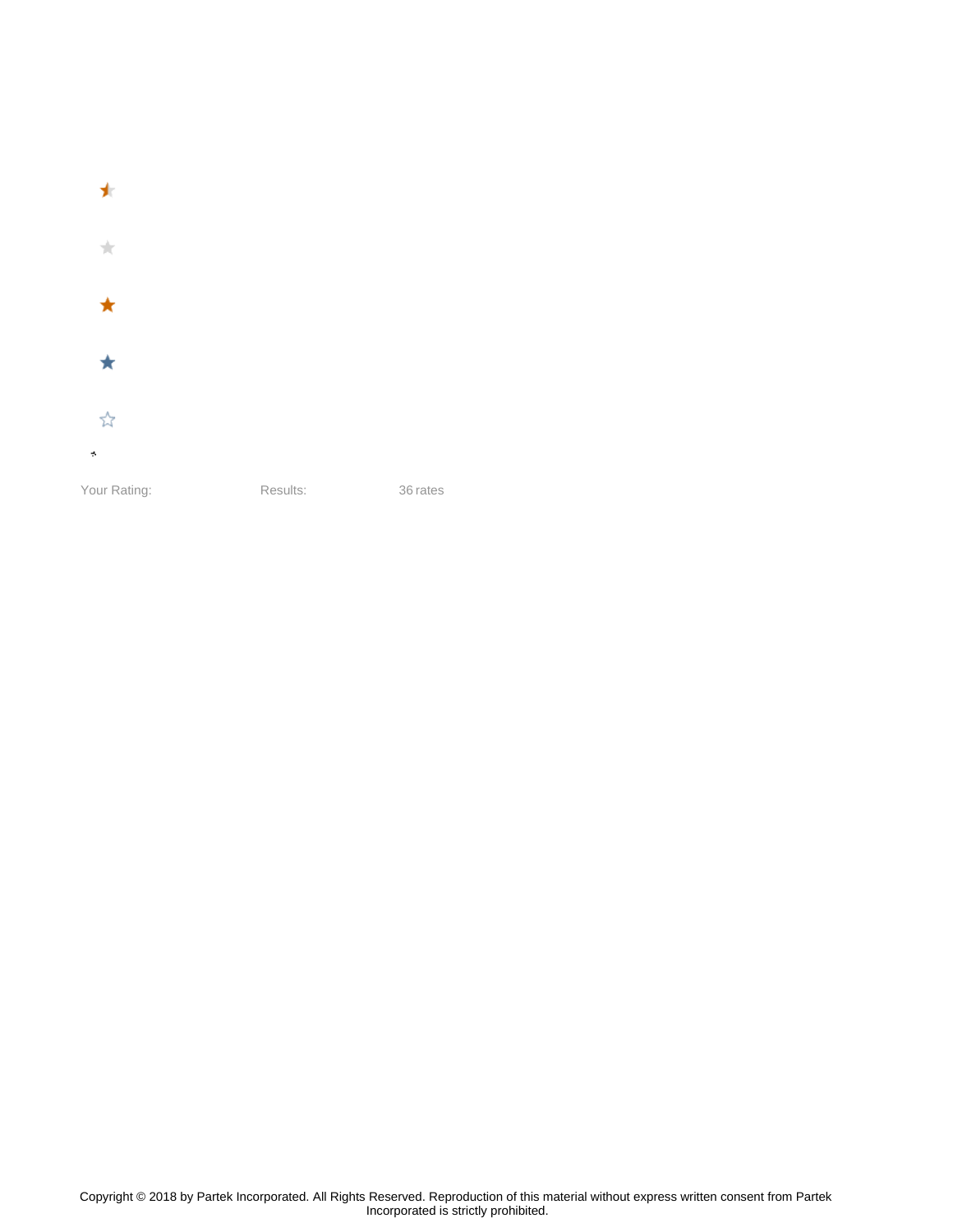Your Rating: Results: 36 rates